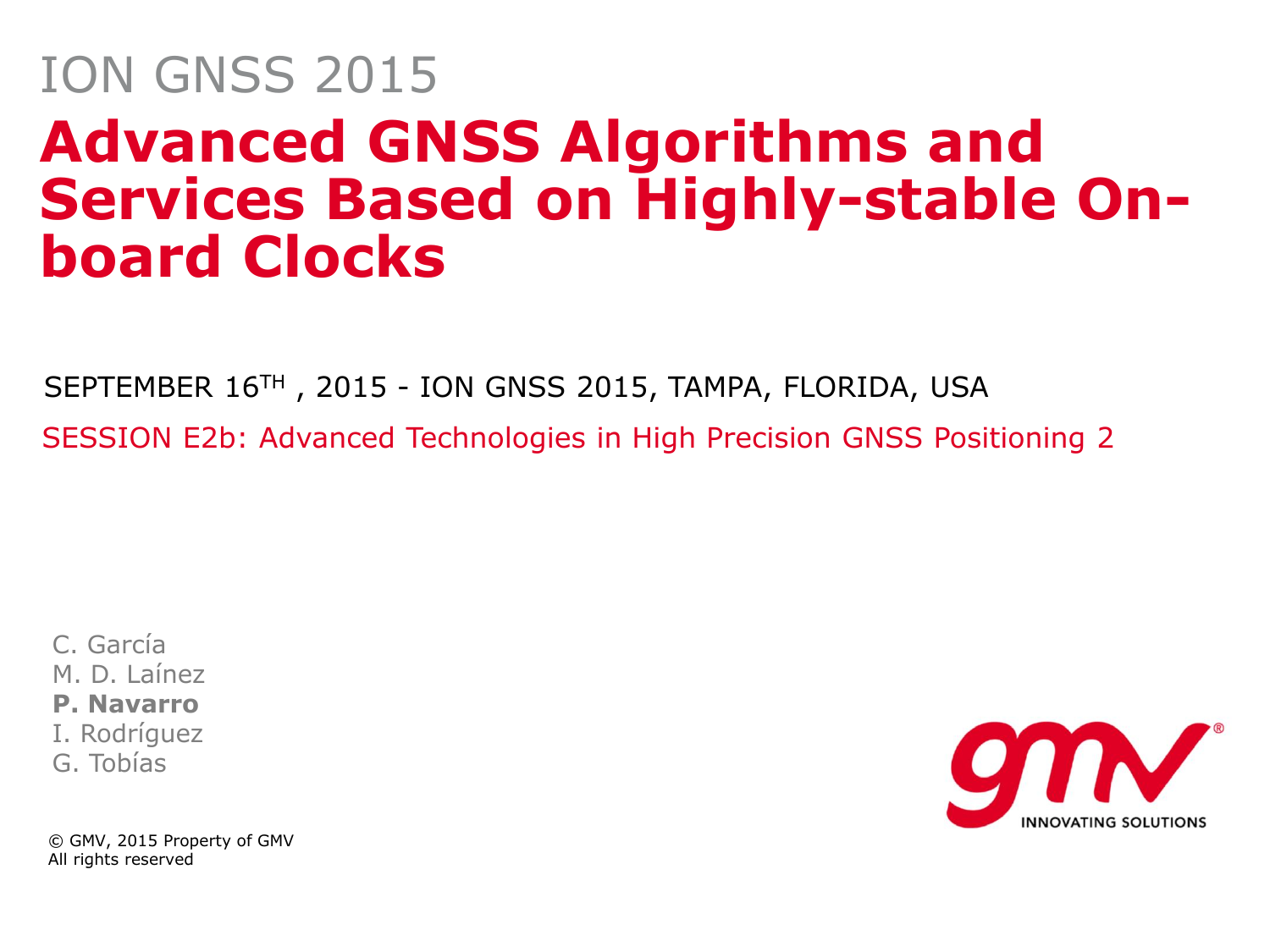ION GNSS 2015

# Advanced GNSS Algorithms and Services Based on Highly-stable On-board Clocks

SEPTEMBER 16TH , 2015 - ION GNSS 2015, TAMPA, FLORIDA, USA

SESSION E2b: Advanced Technologies in High Precision GNSS Positioning 2

C. García
M. D. Laínez
**P. Navarro**
I. Rodríguez
G. Tobías

© GMV, 2015 Property of GMV
All rights reserved

gmv INNOVATING SOLUTIONS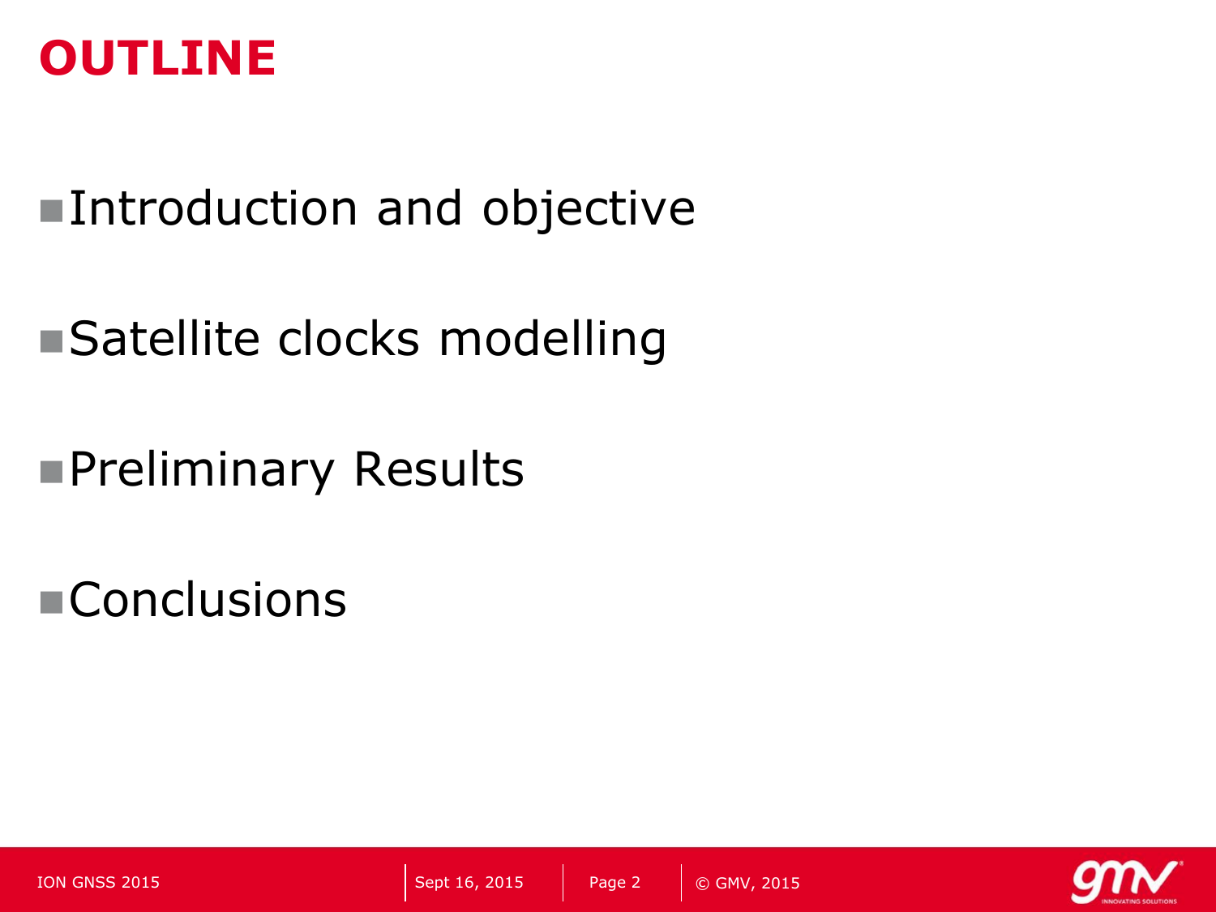# OUTLINE

- Introduction and objective
- Satellite clocks modelling
- Preliminary Results
- Conclusions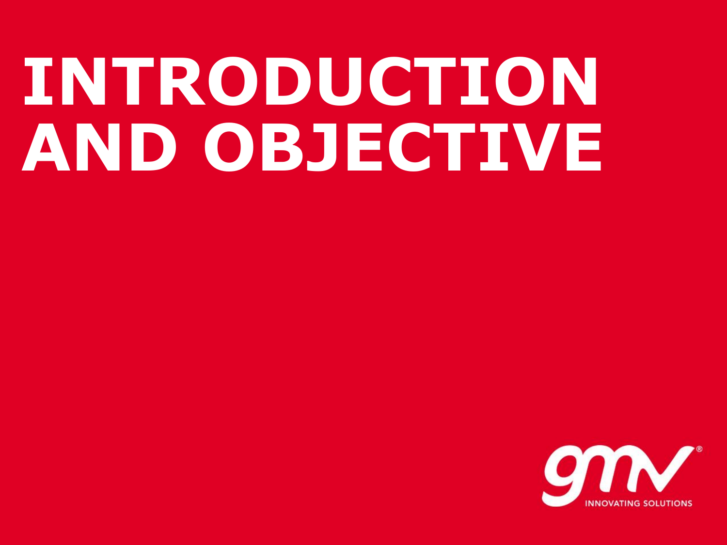# INTRODUCTION AND OBJECTIVE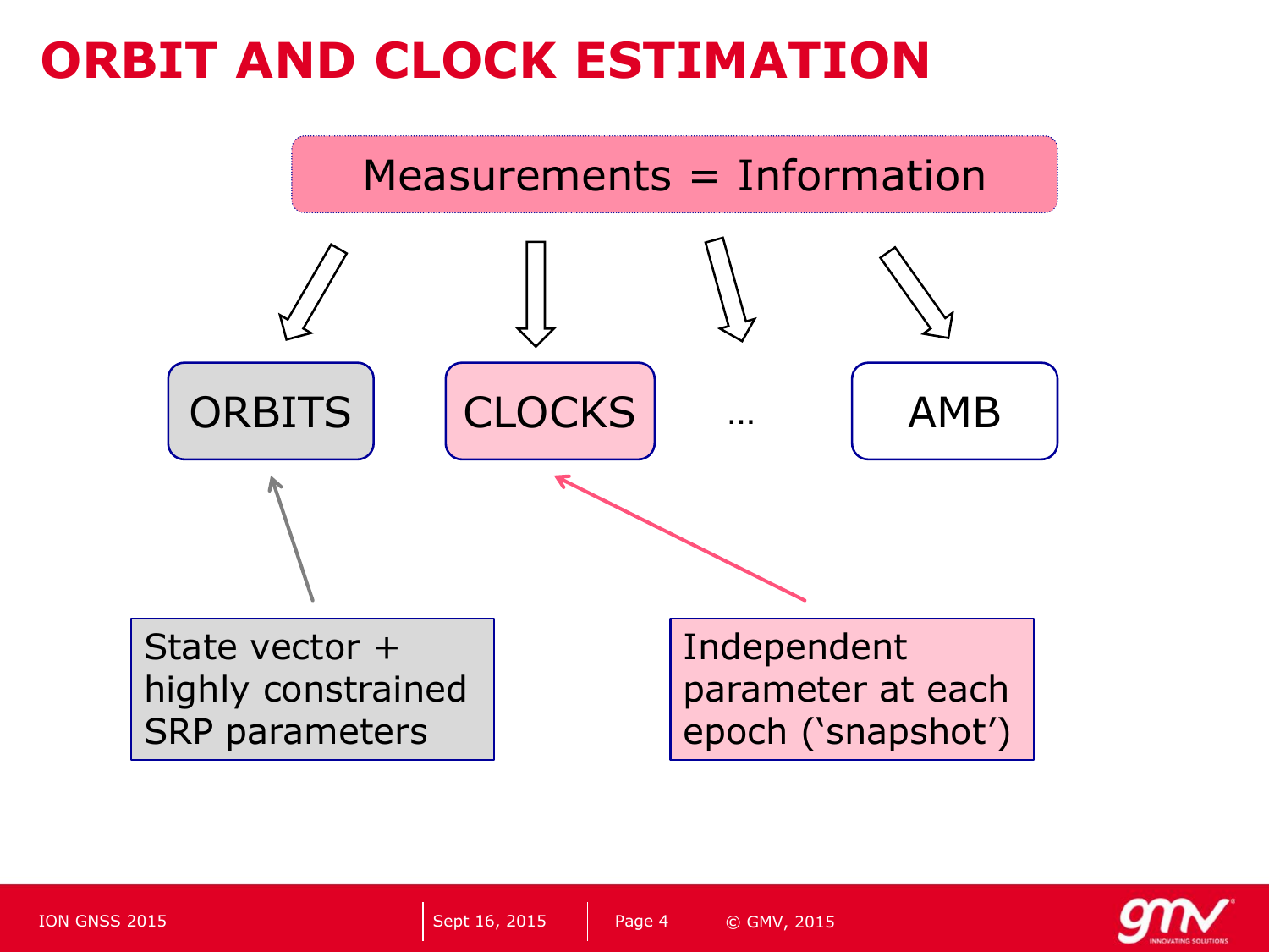# ORBIT AND CLOCK ESTIMATION

Measurements = Information

ORBITS

CLOCKS

…

AMB

State vector + highly constrained SRP parameters

Independent parameter at each epoch ('snapshot')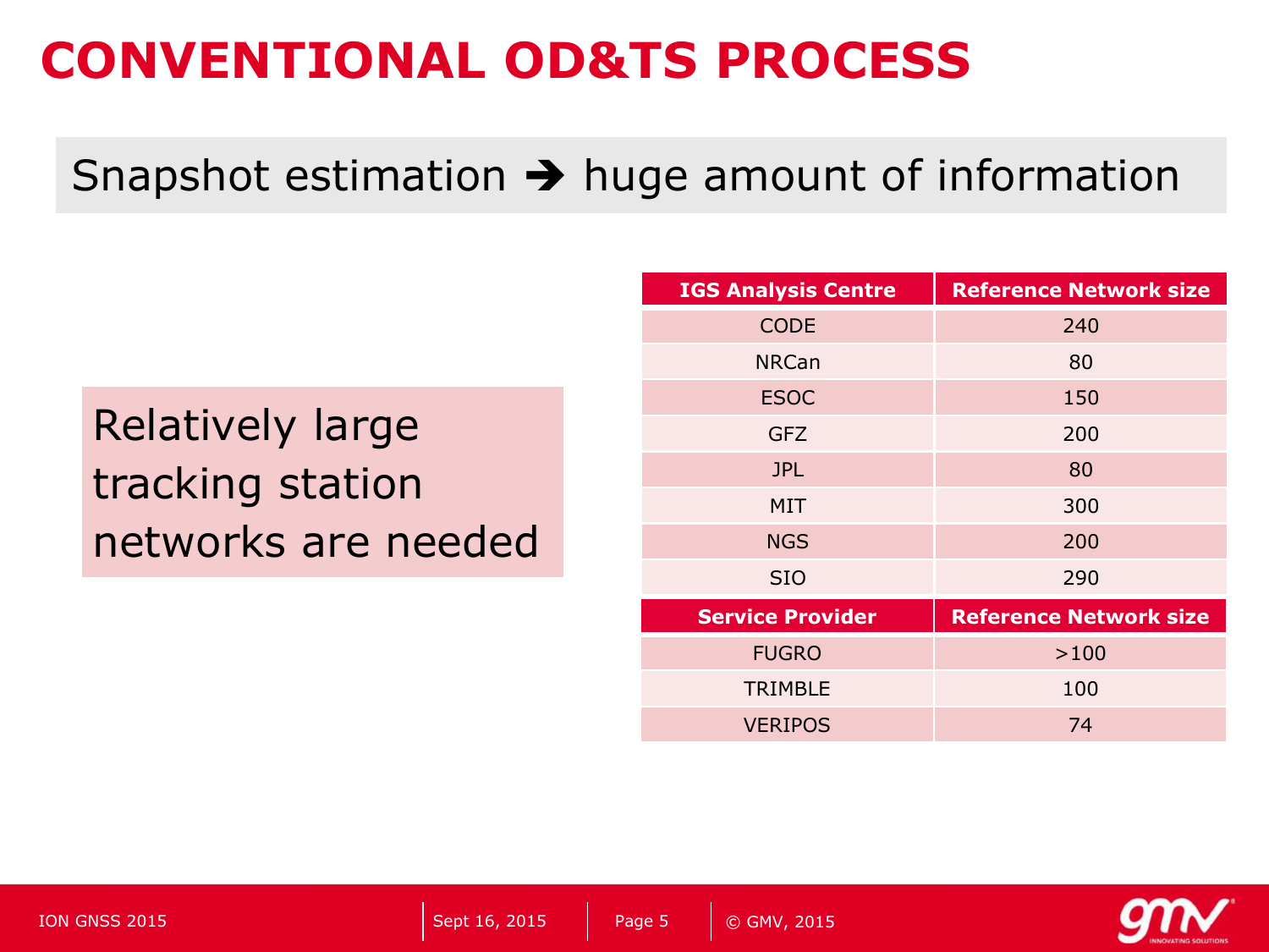# CONVENTIONAL OD&TS PROCESS

Snapshot estimation ➔ huge amount of information

Relatively large tracking station networks are needed

| IGS Analysis Centre | Reference Network size |
|---|---|
| CODE | 240 |
| NRCan | 80 |
| ESOC | 150 |
| GFZ | 200 |
| JPL | 80 |
| MIT | 300 |
| NGS | 200 |
| SIO | 290 |
| **Service Provider** | **Reference Network size** |
| FUGRO | >100 |
| TRIMBLE | 100 |
| VERIPOS | 74 |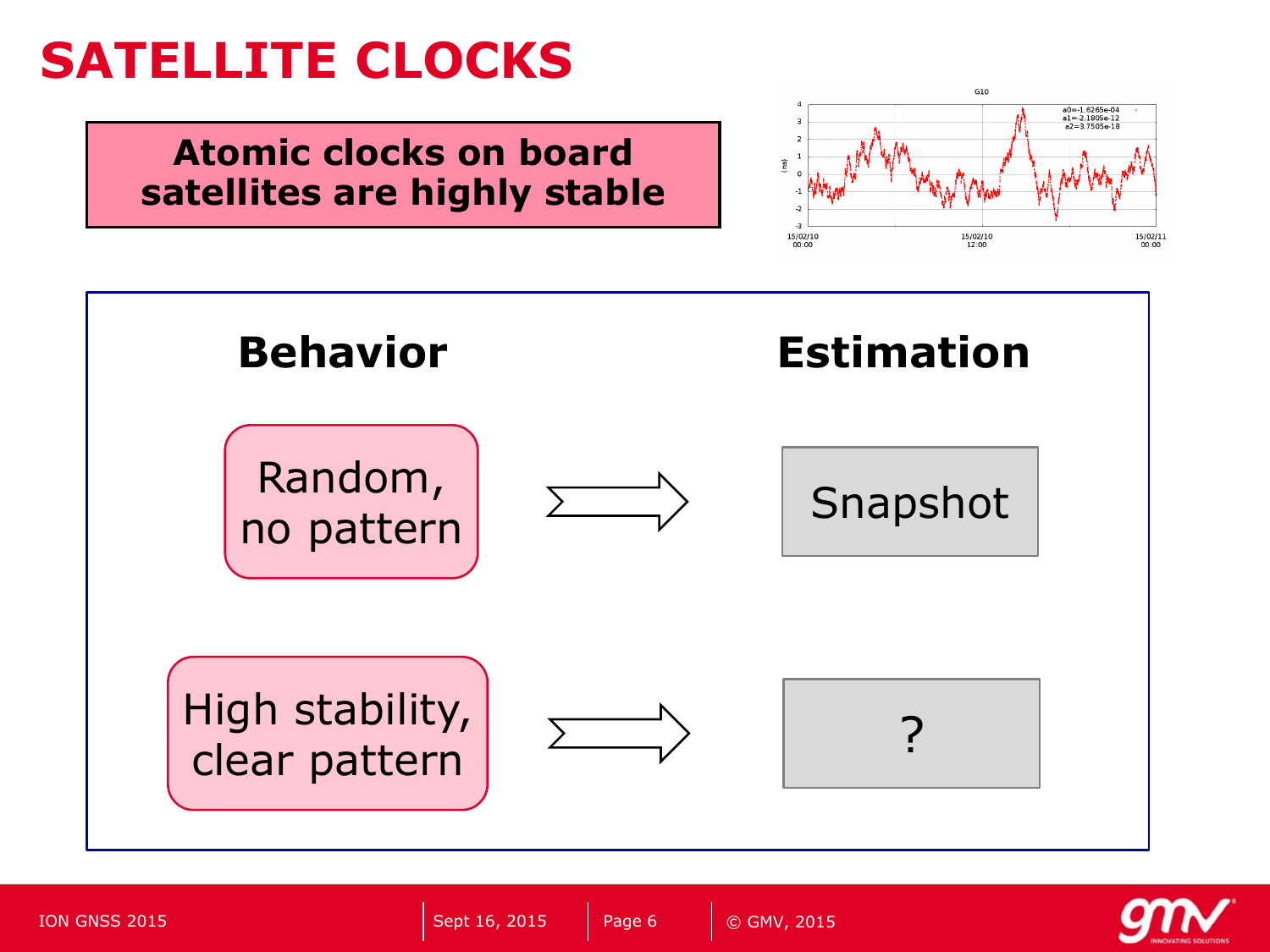# SATELLITE CLOCKS

**Atomic clocks on board satellites are highly stable**

| Behavior | | Estimation |
|---|---|---|
| Random, no pattern | ⇒ | Snapshot |
| High stability, clear pattern | ⇒ | ? |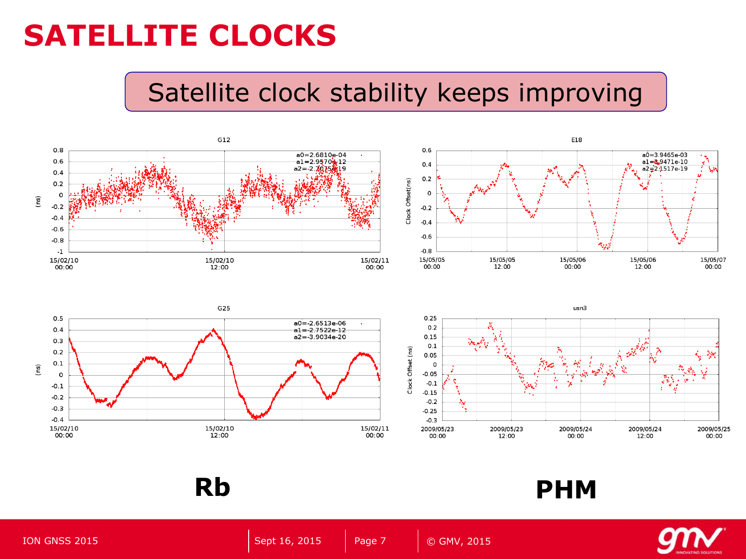# SATELLITE CLOCKS

Satellite clock stability keeps improving

**Rb**

**PHM**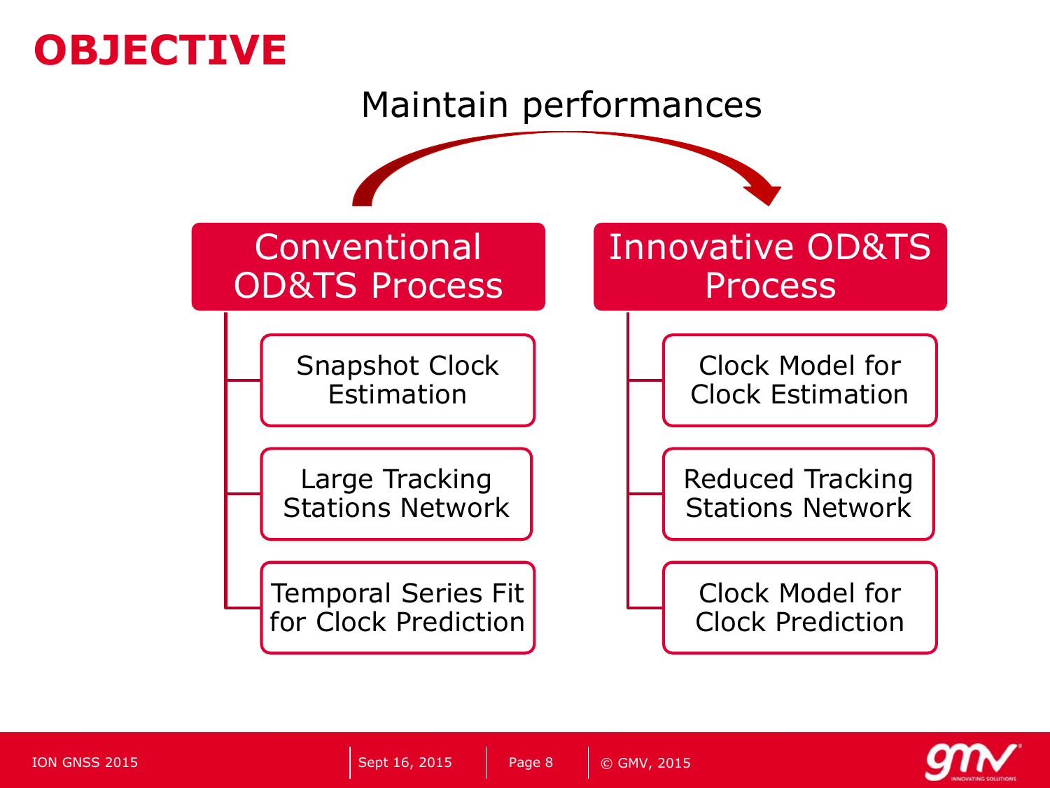# OBJECTIVE

Maintain performances

## Conventional OD&TS Process

- Snapshot Clock Estimation
- Large Tracking Stations Network
- Temporal Series Fit for Clock Prediction

## Innovative OD&TS Process

- Clock Model for Clock Estimation
- Reduced Tracking Stations Network
- Clock Model for Clock Prediction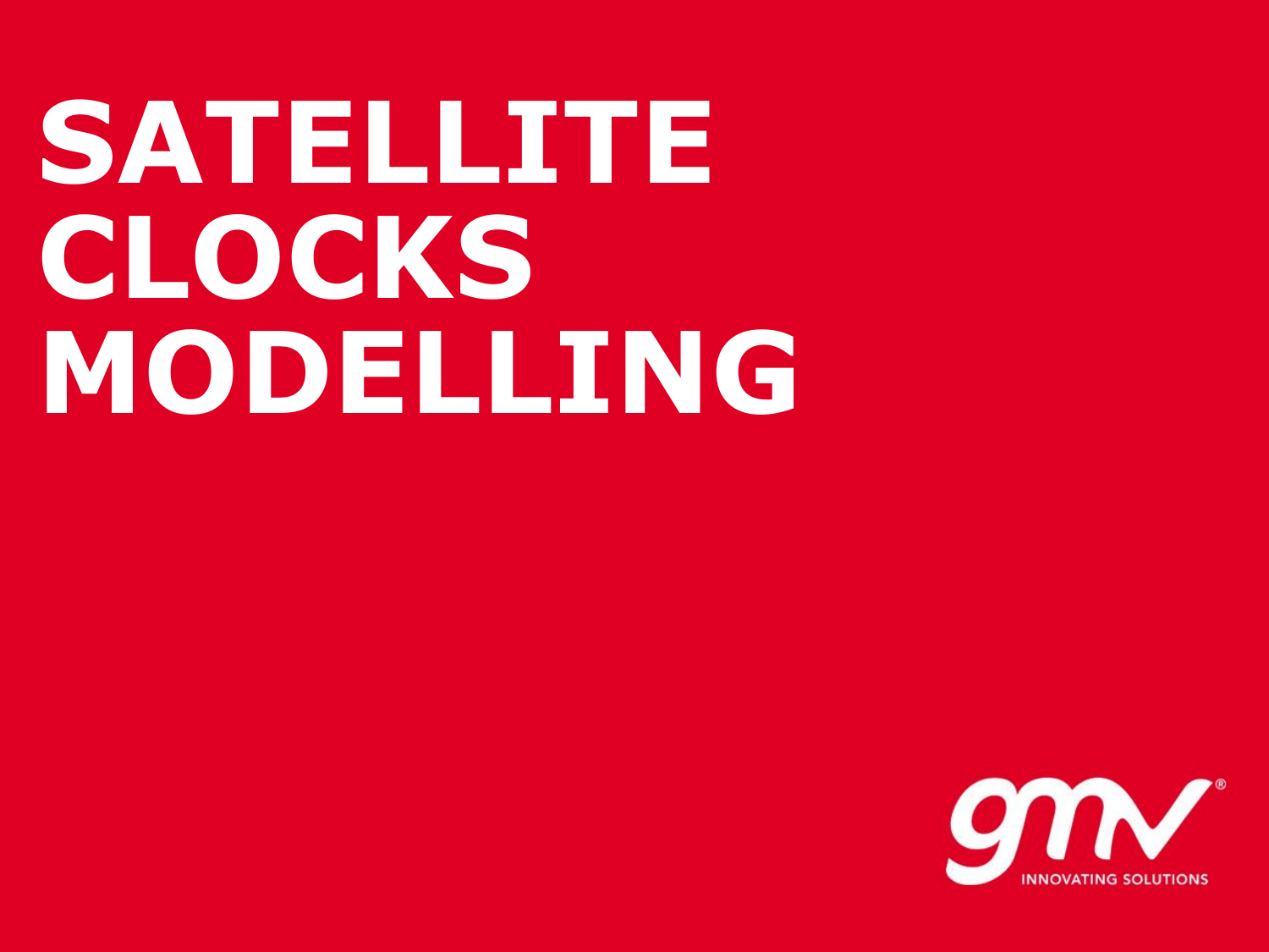# SATELLITE CLOCKS MODELLING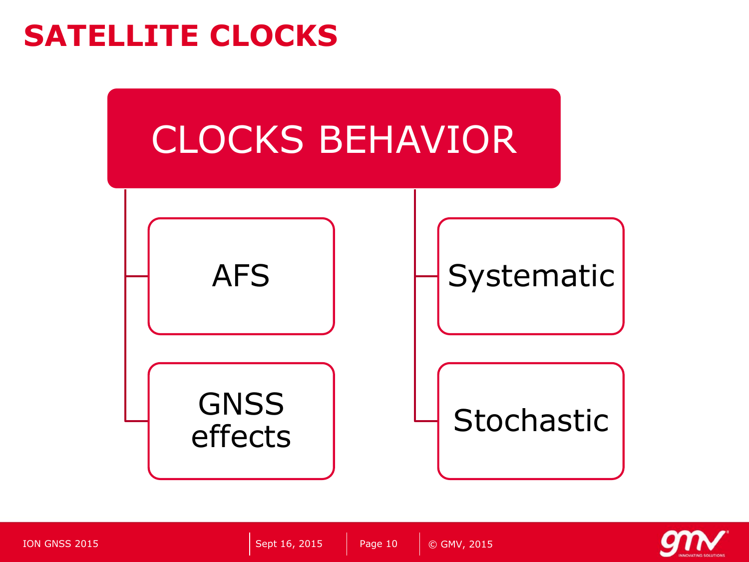# SATELLITE CLOCKS

## CLOCKS BEHAVIOR

- AFS
- GNSS effects
- Systematic
- Stochastic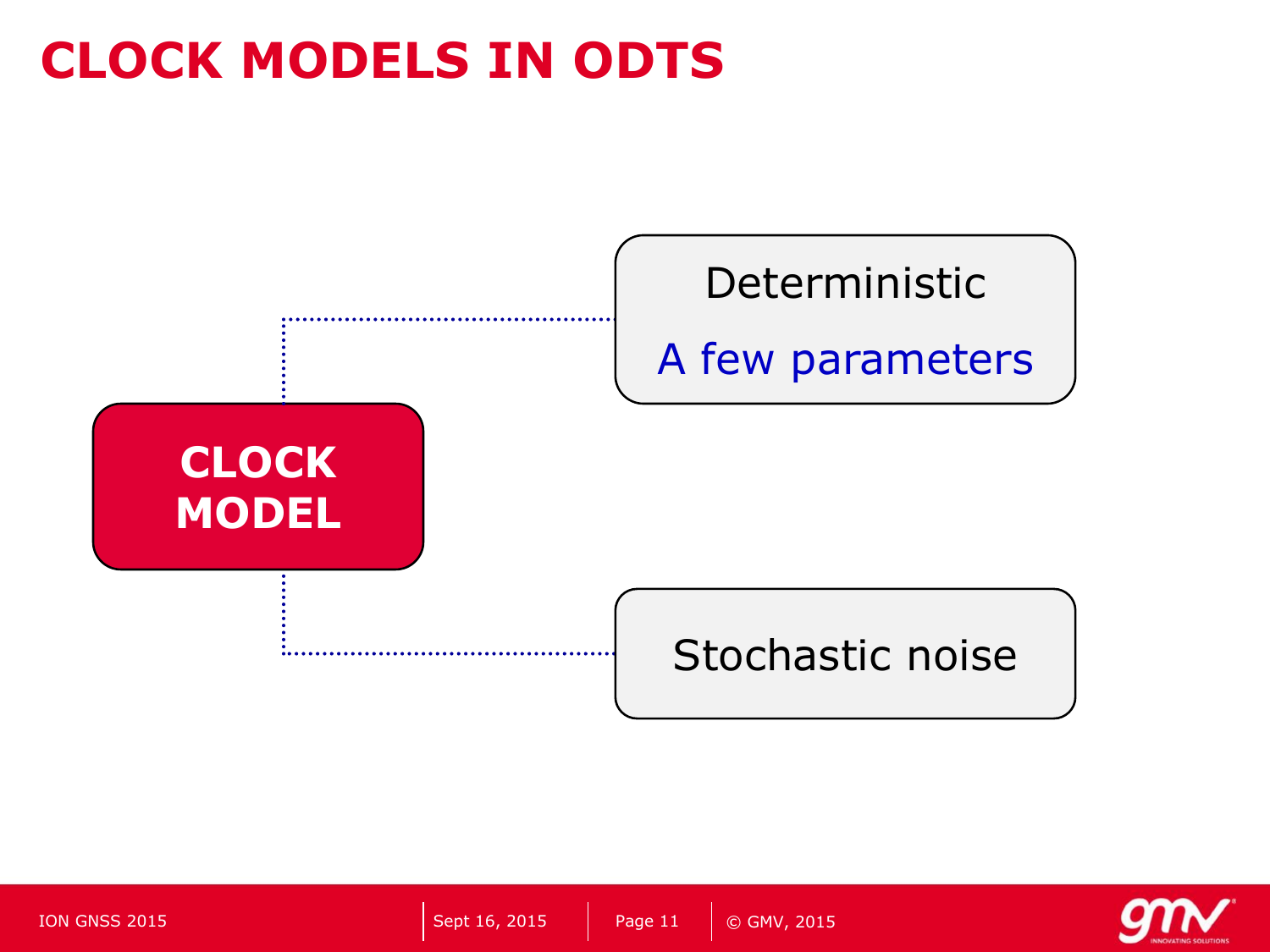# CLOCK MODELS IN ODTS

**CLOCK MODEL**

- Deterministic
  - A few parameters
- Stochastic noise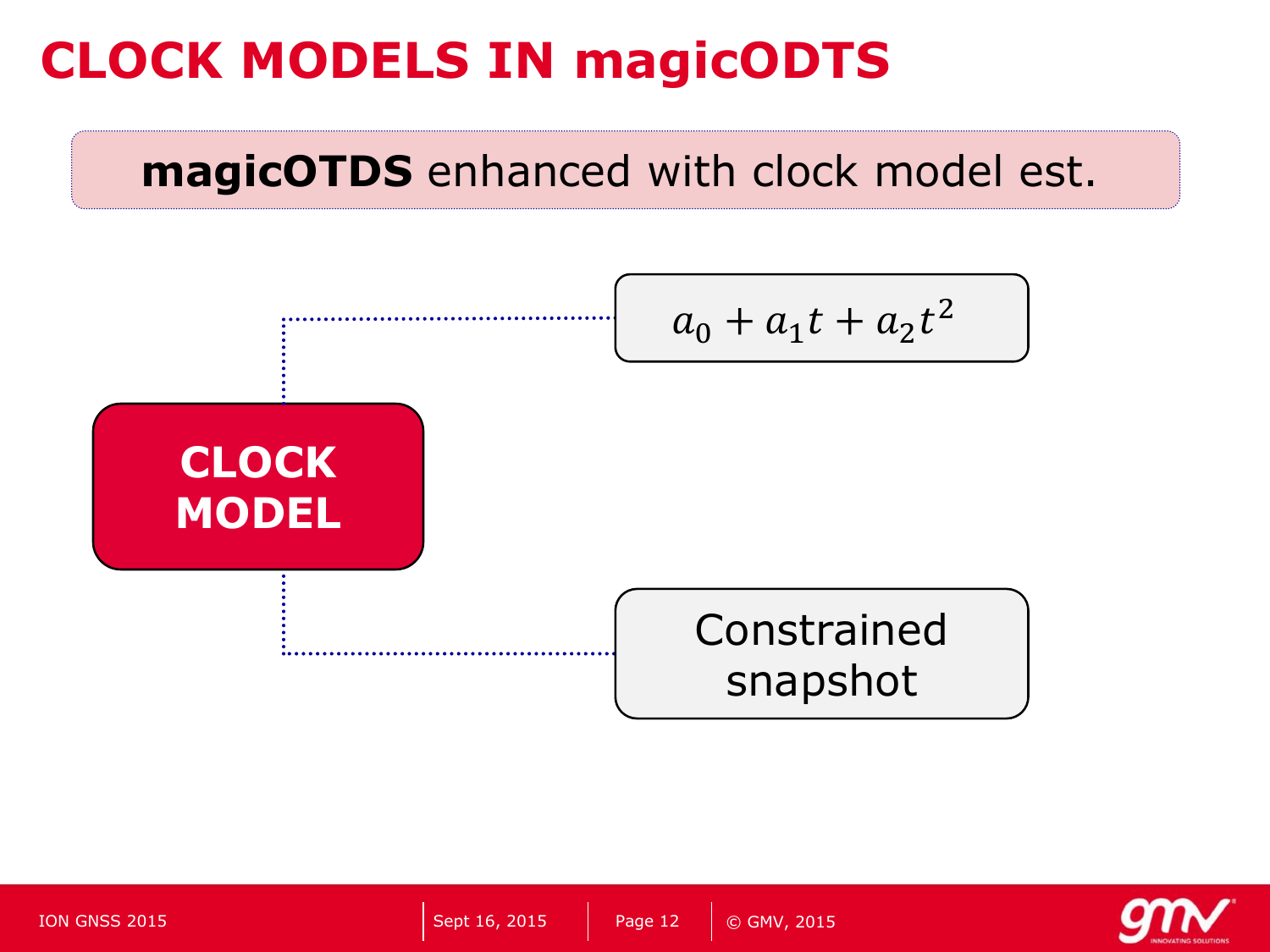# CLOCK MODELS IN magicODTS

**magicOTDS** enhanced with clock model est.

**CLOCK MODEL**

$$a_0 + a_1 t + a_2 t^2$$

Constrained snapshot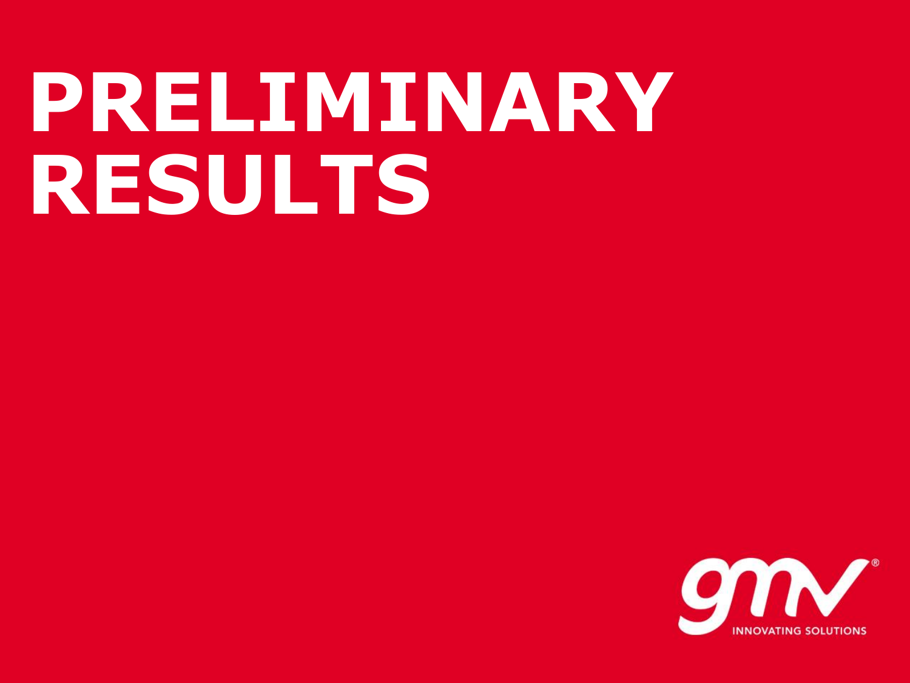# PRELIMINARY RESULTS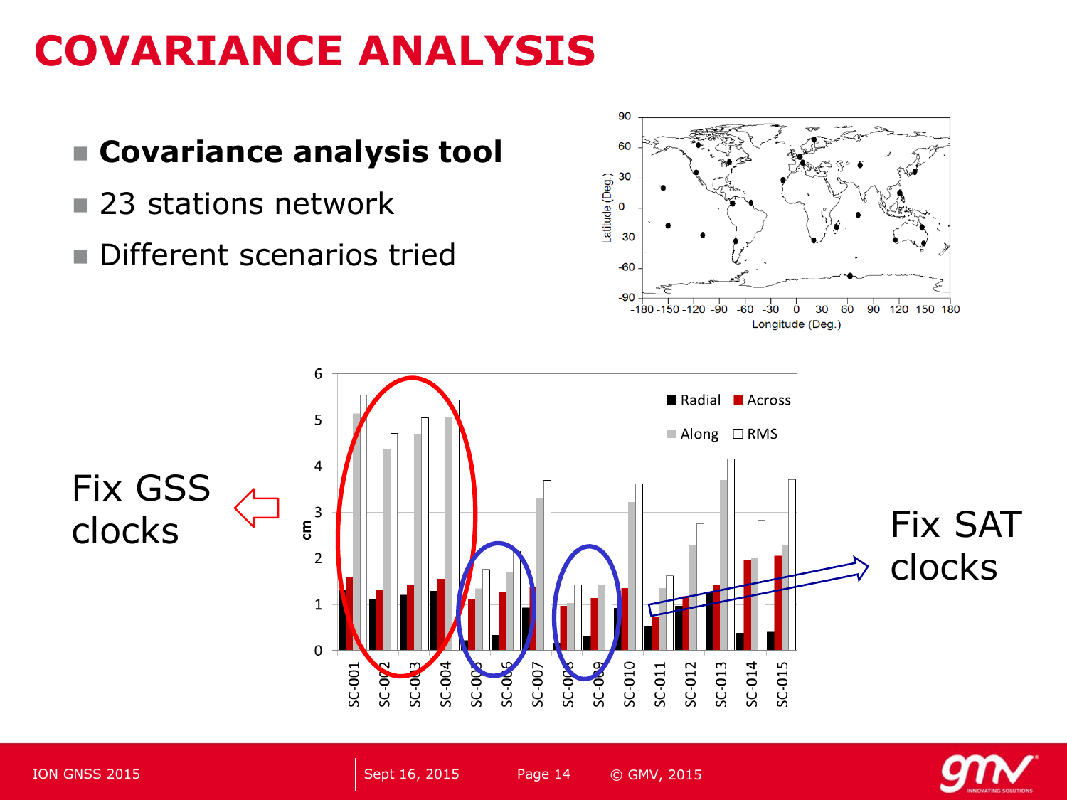# COVARIANCE ANALYSIS

- **Covariance analysis tool**
- 23 stations network
- Different scenarios tried

Fix GSS clocks

Fix SAT clocks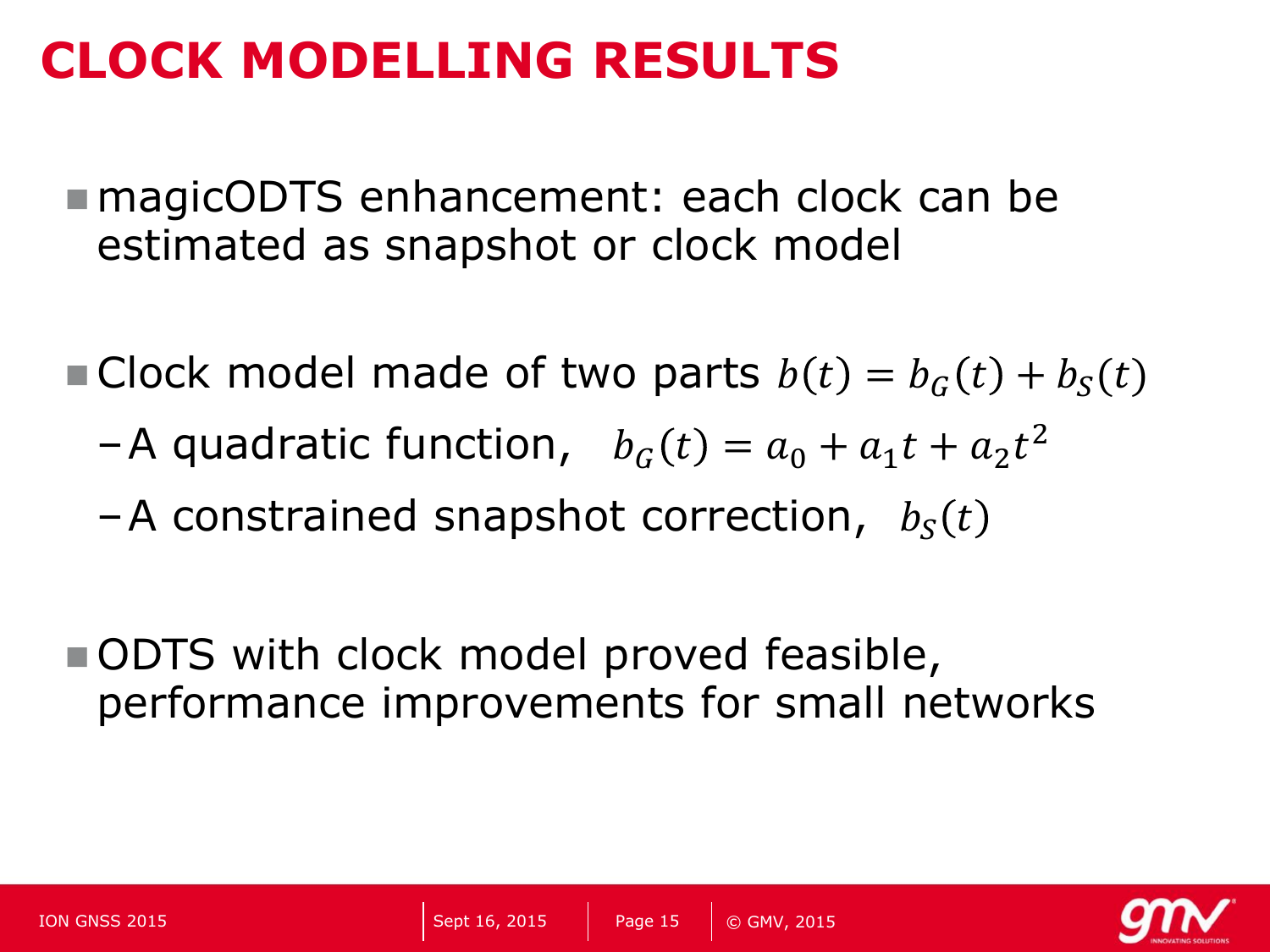# CLOCK MODELLING RESULTS

- magicODTS enhancement: each clock can be estimated as snapshot or clock model

- Clock model made of two parts $b(t) = b_G(t) + b_S(t)$
  - A quadratic function, $b_G(t) = a_0 + a_1 t + a_2 t^2$
  - A constrained snapshot correction, $b_S(t)$

- ODTS with clock model proved feasible, performance improvements for small networks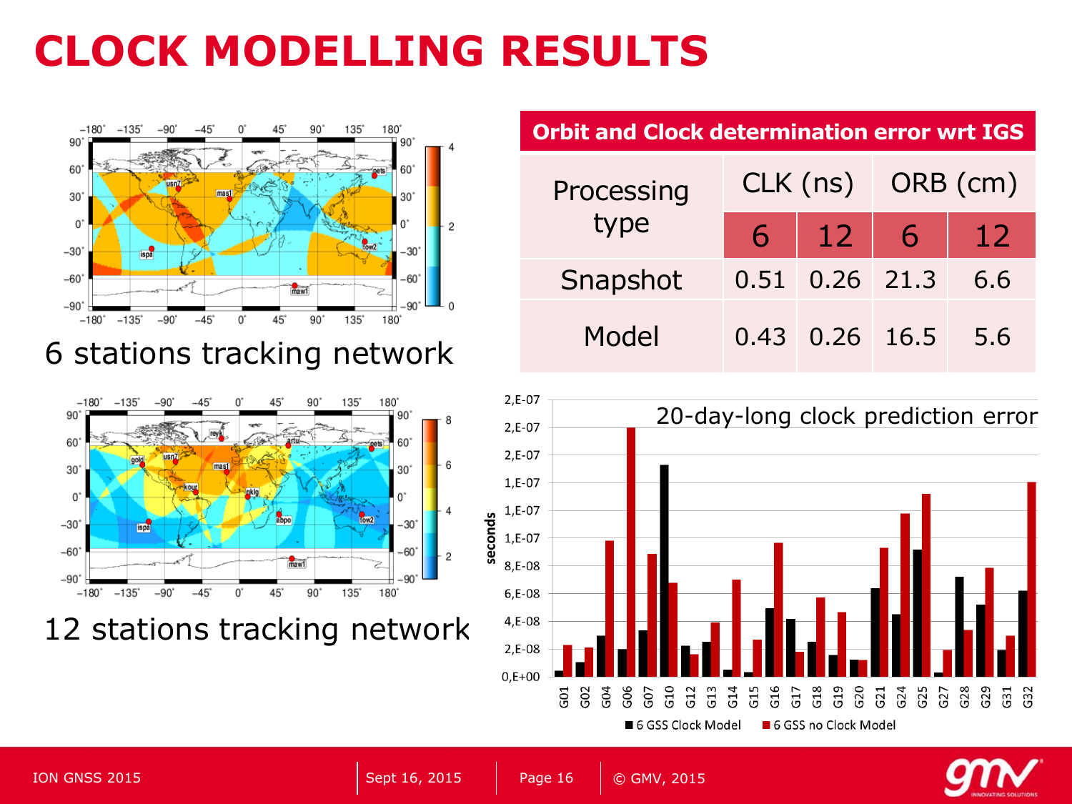# CLOCK MODELLING RESULTS

6 stations tracking network

12 stations tracking network

| Orbit and Clock determination error wrt IGS | | | | |
|---|---|---|---|---|
| Processing type | CLK (ns) | | ORB (cm) | |
| | 6 | 12 | 6 | 12 |
| Snapshot | 0.51 | 0.26 | 21.3 | 6.6 |
| Model | 0.43 | 0.26 | 16.5 | 5.6 |

20-day-long clock prediction error

■ 6 GSS Clock Model ■ 6 GSS no Clock Model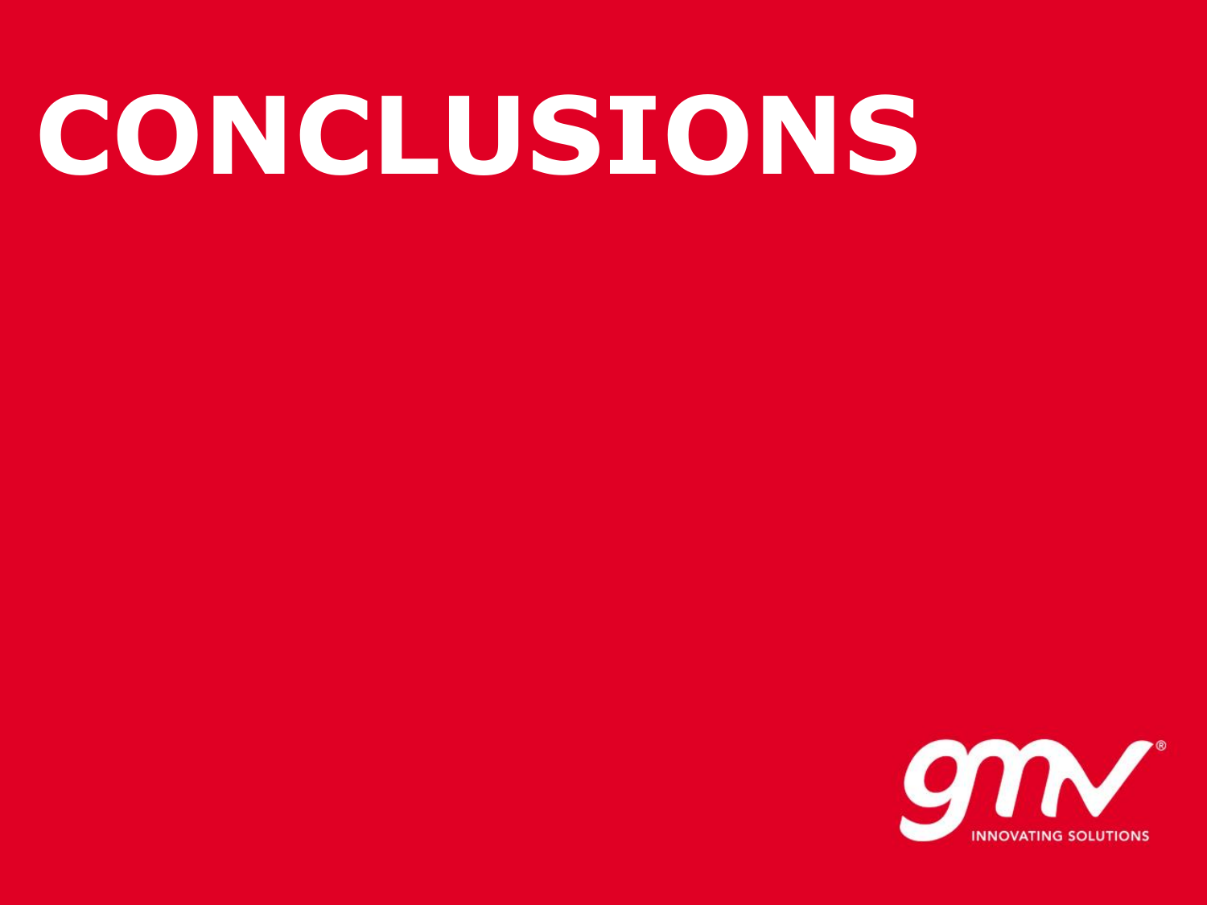# CONCLUSIONS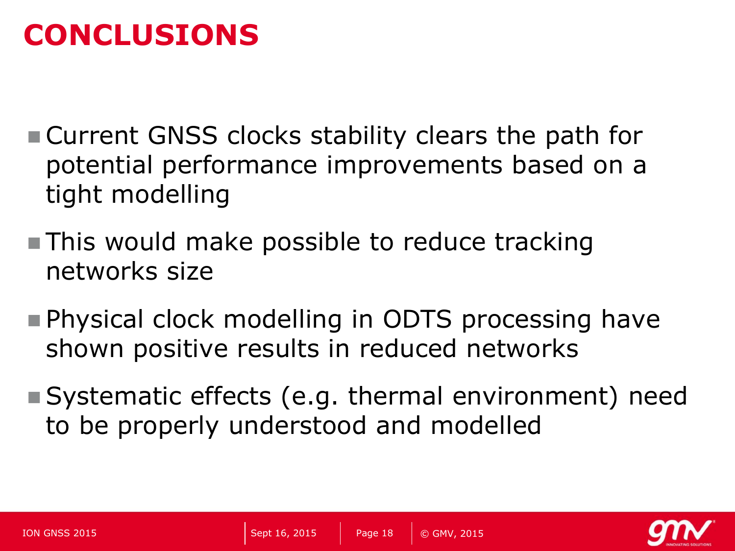# CONCLUSIONS

- Current GNSS clocks stability clears the path for potential performance improvements based on a tight modelling
- This would make possible to reduce tracking networks size
- Physical clock modelling in ODTS processing have shown positive results in reduced networks
- Systematic effects (e.g. thermal environment) need to be properly understood and modelled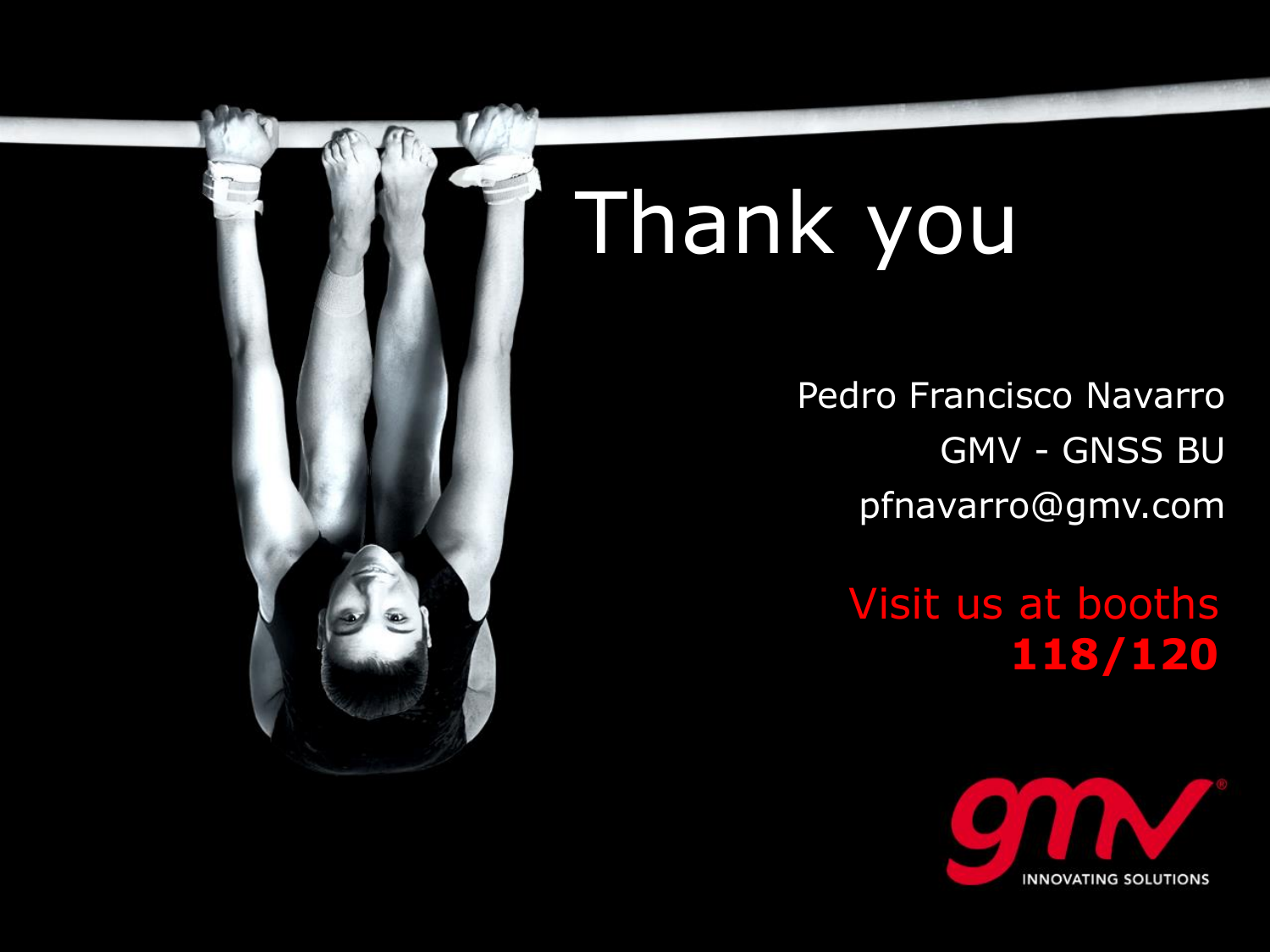# Thank you

Pedro Francisco Navarro

GMV - GNSS BU

pfnavarro@gmv.com

Visit us at booths **118/120**

gmv INNOVATING SOLUTIONS